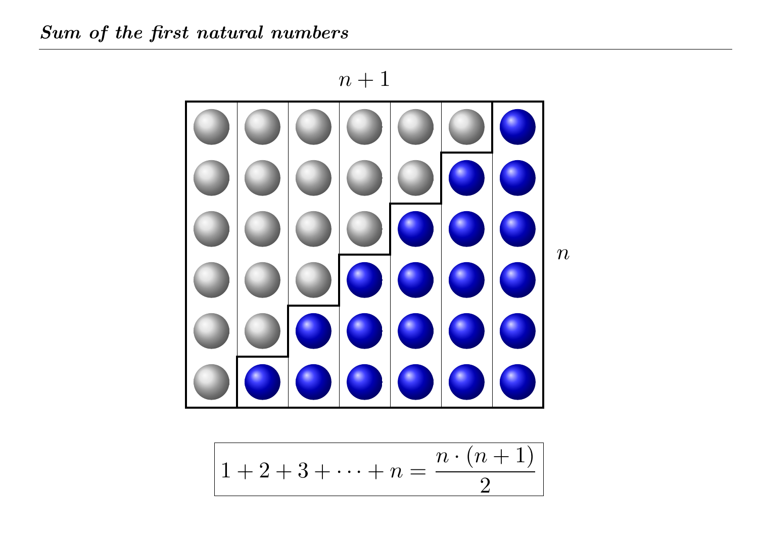***Sum of the first natural numbers***

$n+1$

$n$

$$1+2+3+\cdots+n=\frac{n\cdot(n+1)}{2}$$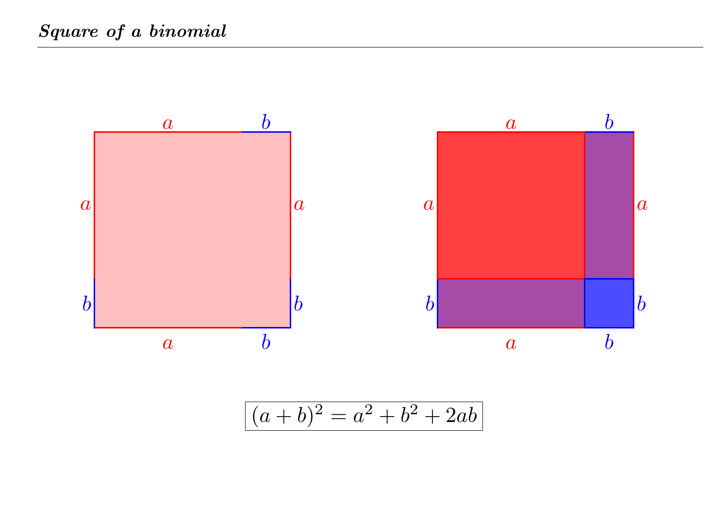***Square of a binomial***

$$(a+b)^2 = a^2 + b^2 + 2ab$$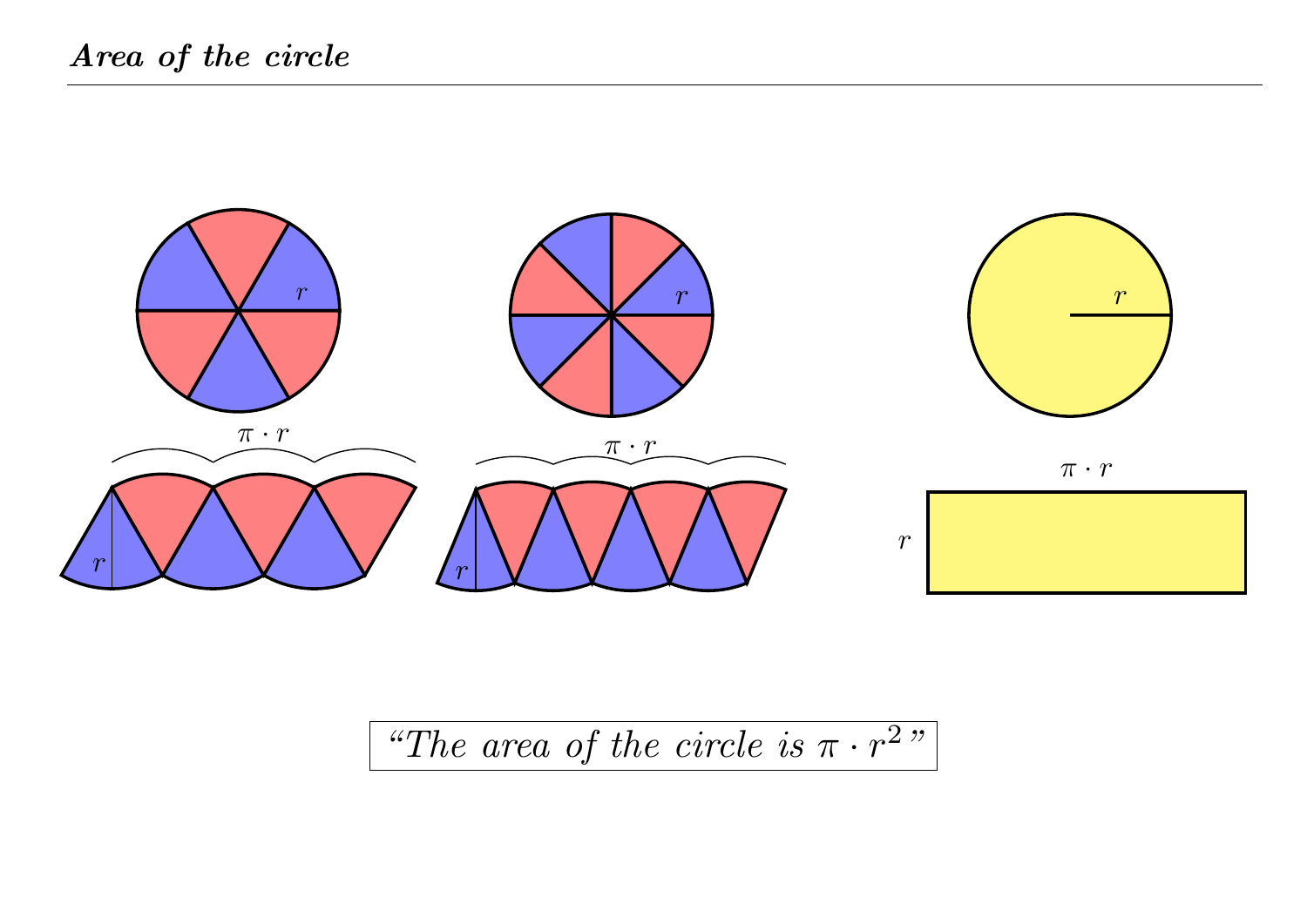***Area of the circle***

---

$r$ $r$ $r$

$\pi \cdot r$ $\pi \cdot r$ $\pi \cdot r$

$r$ $r$ $r$

*"The area of the circle is $\pi \cdot r^2$"*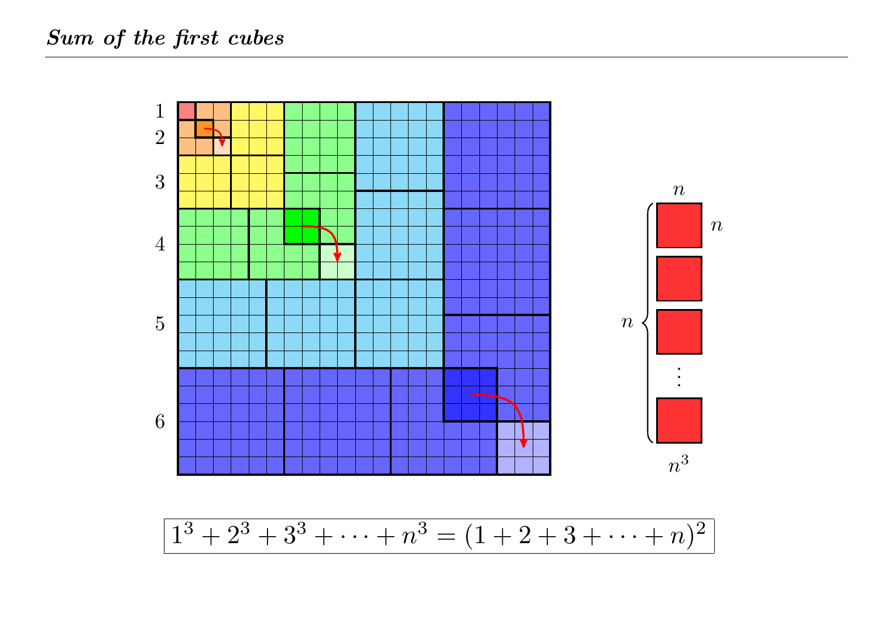***Sum of the first cubes***

$$1^3 + 2^3 + 3^3 + \cdots + n^3 = (1 + 2 + 3 + \cdots + n)^2$$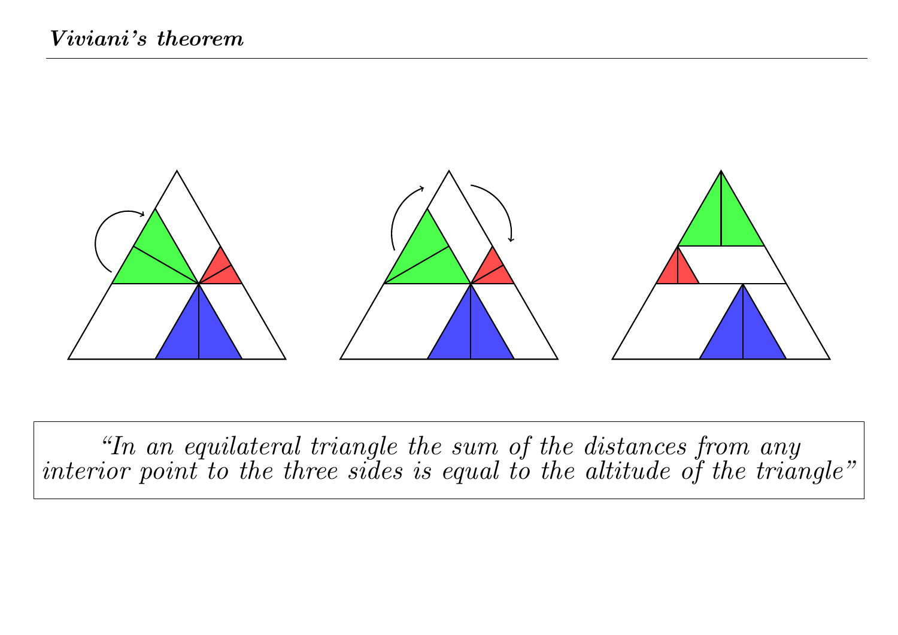***Viviani's theorem***

*"In an equilateral triangle the sum of the distances from any interior point to the three sides is equal to the altitude of the triangle"*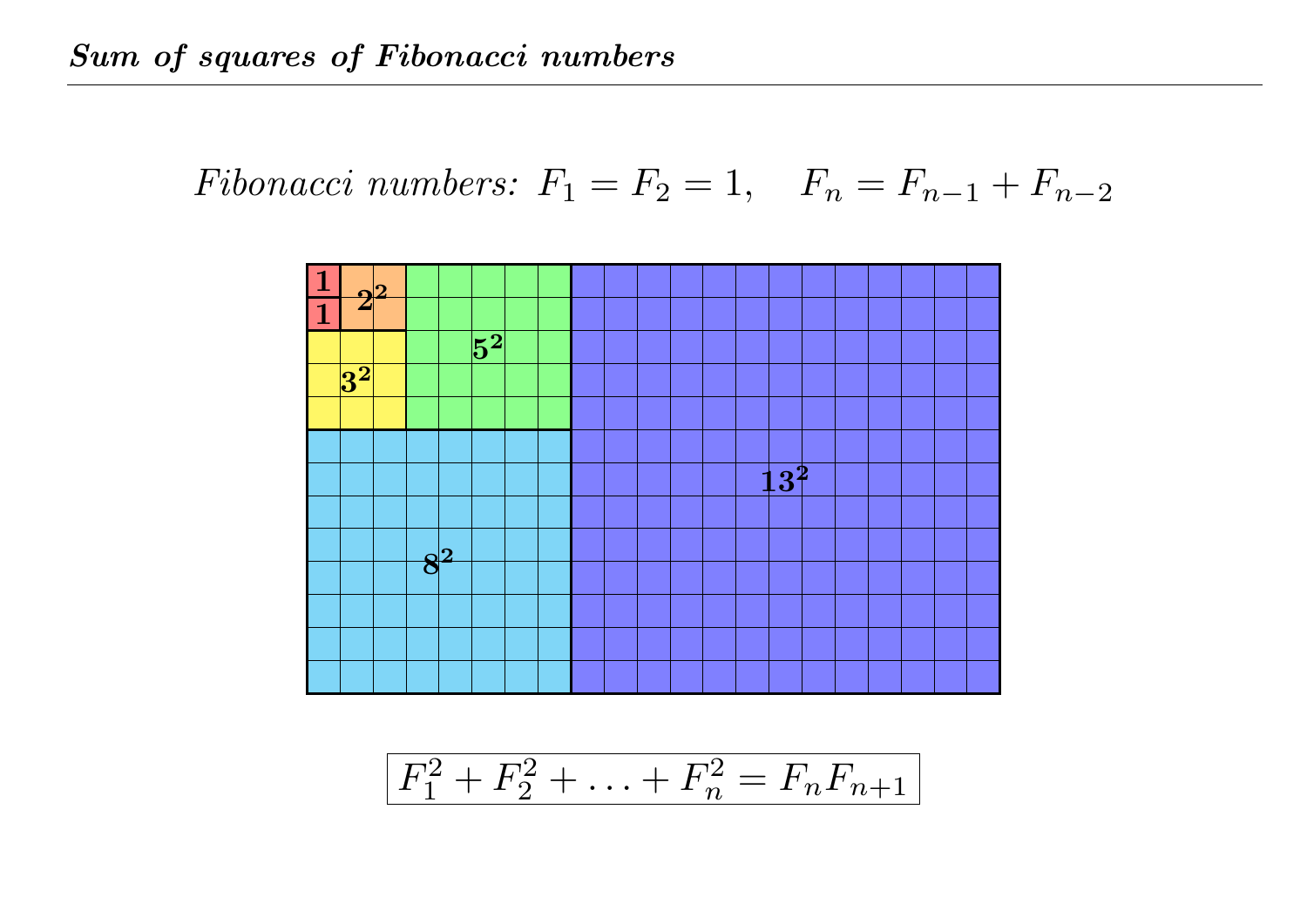## ***Sum of squares of Fibonacci numbers***

*Fibonacci numbers:* $F_1 = F_2 = 1, \quad F_n = F_{n-1} + F_{n-2}$

$$F_1^2 + F_2^2 + \ldots + F_n^2 = F_n F_{n+1}$$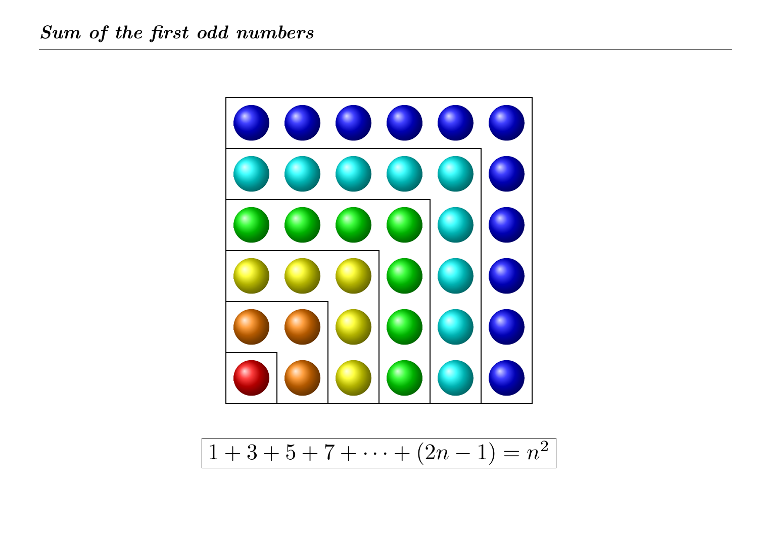***Sum of the first odd numbers***

$$1 + 3 + 5 + 7 + \cdots + (2n - 1) = n^2$$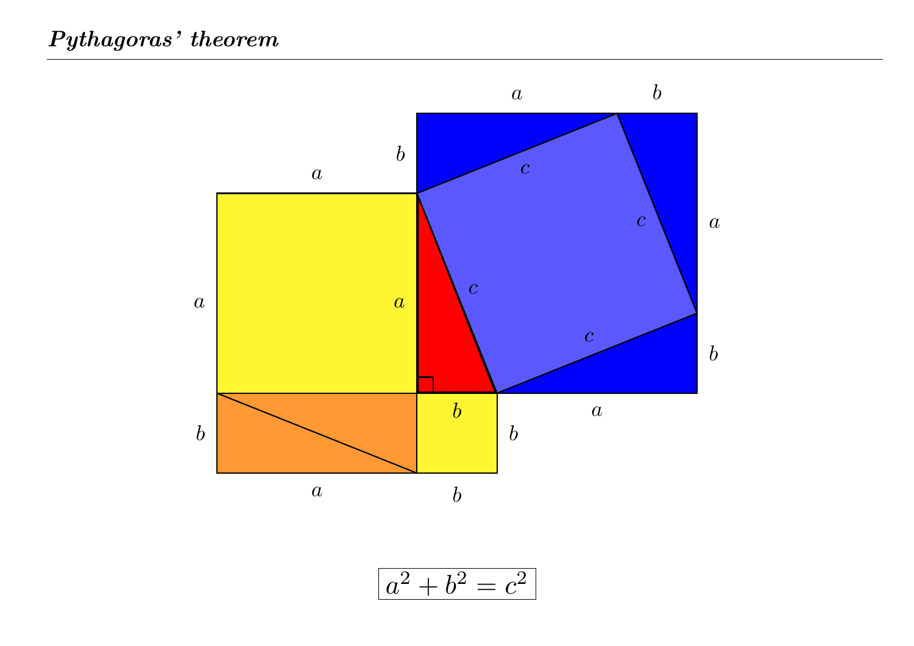***Pythagoras' theorem***

$$a^2 + b^2 = c^2$$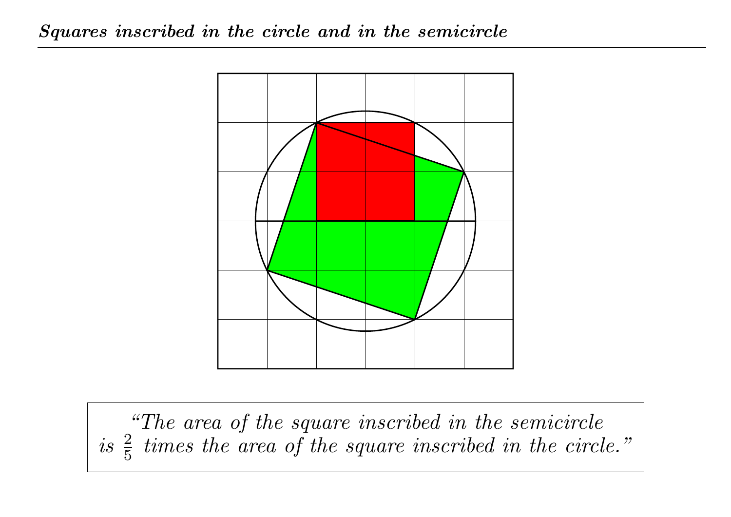***Squares inscribed in the circle and in the semicircle***

> *"The area of the square inscribed in the semicircle is $\frac{2}{5}$ times the area of the square inscribed in the circle."*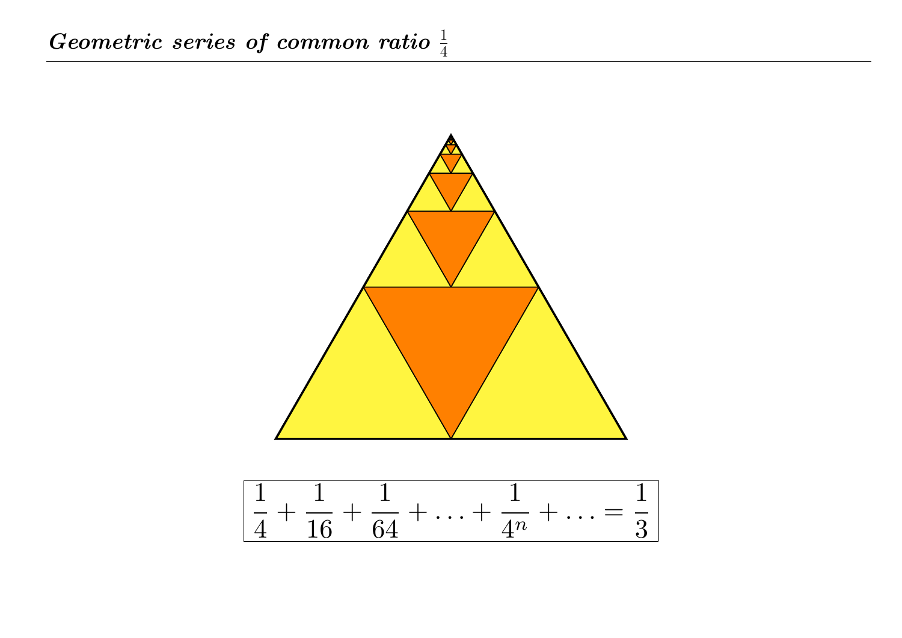***Geometric series of common ratio $\frac{1}{4}$***

$$\frac{1}{4} + \frac{1}{16} + \frac{1}{64} + \ldots + \frac{1}{4^n} + \ldots = \frac{1}{3}$$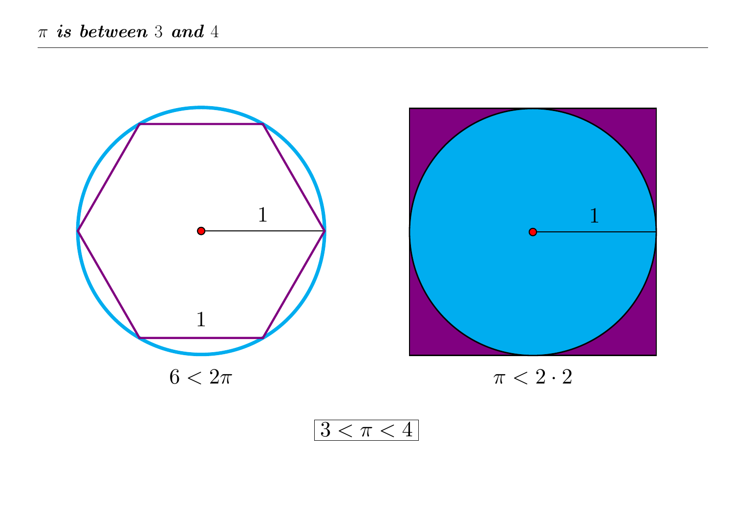## ***$\pi$ is between 3 and 4***

1

1

$6 < 2\pi$

1

$\pi < 2 \cdot 2$

$$\boxed{3 < \pi < 4}$$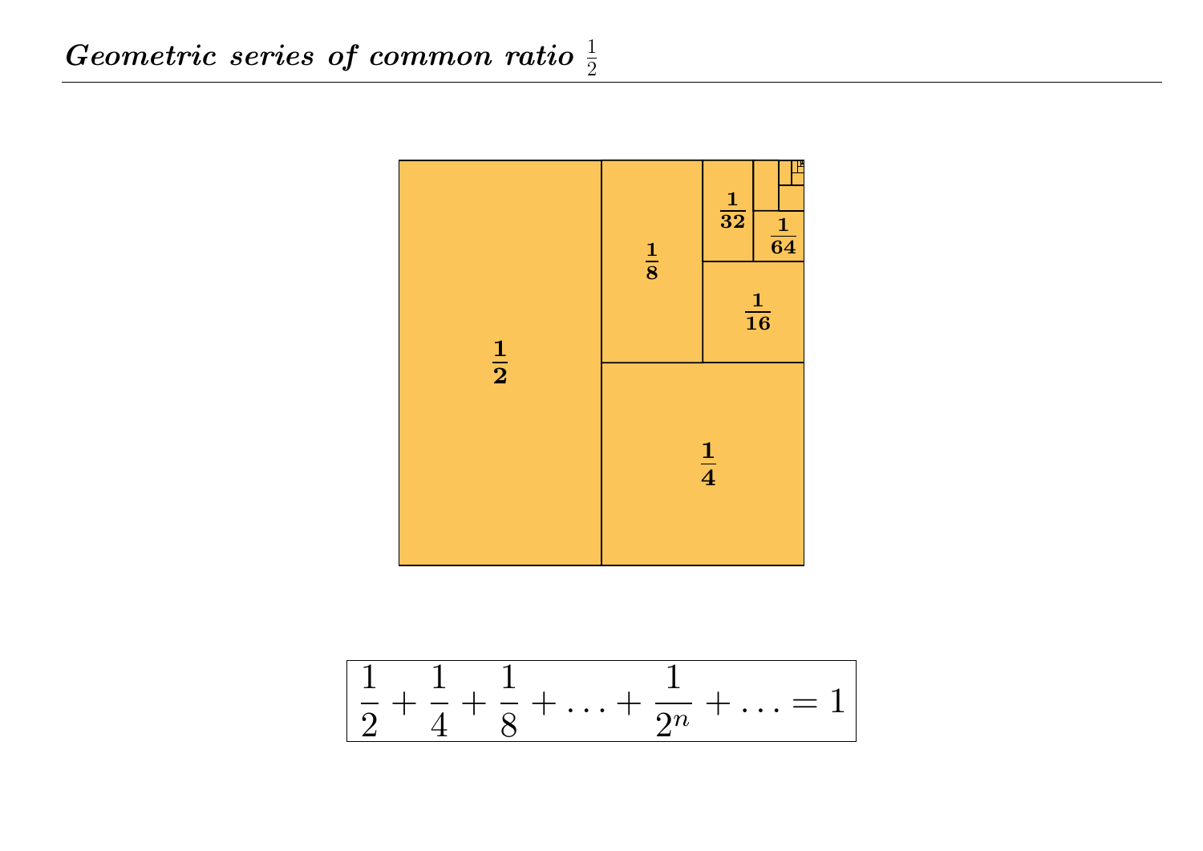## *Geometric series of common ratio $\frac{1}{2}$*

$\frac{1}{2}$

$\frac{1}{4}$

$\frac{1}{8}$

$\frac{1}{16}$

$\frac{1}{32}$

$\frac{1}{64}$

$$\frac{1}{2} + \frac{1}{4} + \frac{1}{8} + \ldots + \frac{1}{2^n} + \ldots = 1$$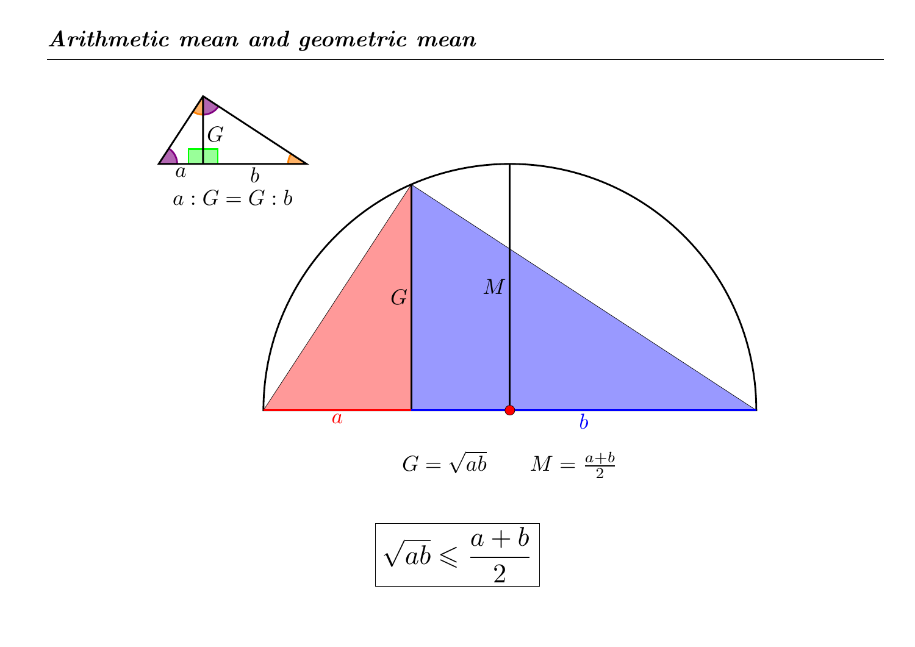# ***Arithmetic mean and geometric mean***

$a : G = G : b$

$G = \sqrt{ab}$ $\qquad$ $M = \frac{a+b}{2}$

$$\boxed{\sqrt{ab} \leqslant \frac{a+b}{2}}$$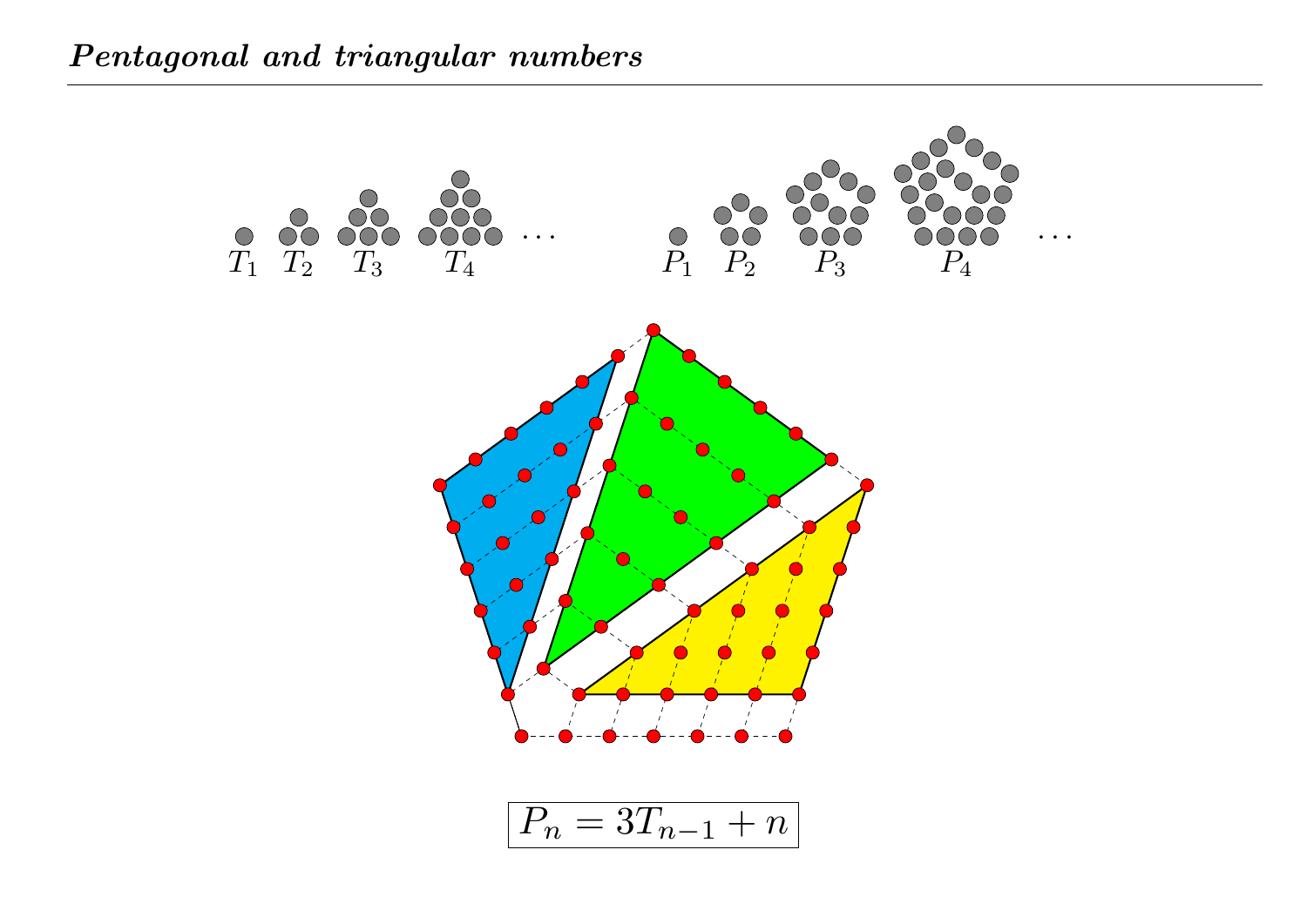***Pentagonal and triangular numbers***

$T_1$ $T_2$ $T_3$ $T_4$ ...

$P_1$ $P_2$ $P_3$ $P_4$ ...

$$P_n = 3T_{n-1} + n$$